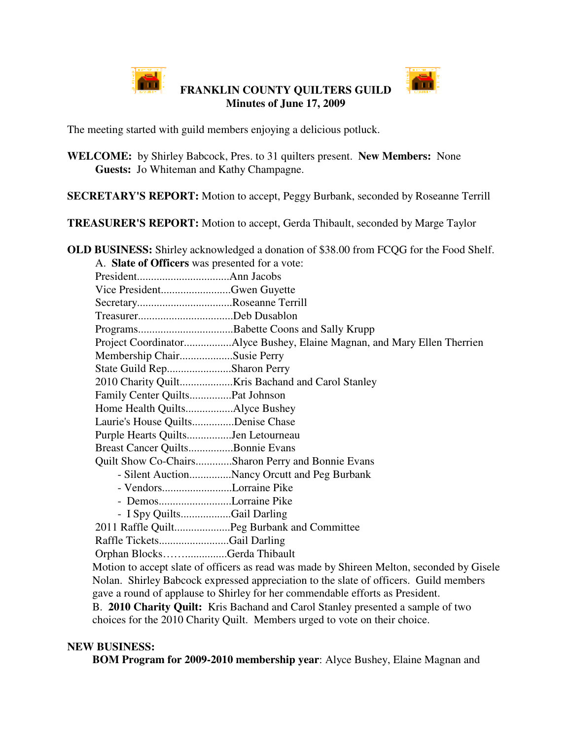# FRANKLIN COUNTY QUILTERS GUILD
## Minutes of June 17, 2009

The meeting started with guild members enjoying a delicious potluck.

**WELCOME:** by Shirley Babcock, Pres. to 31 quilters present. **New Members:** None
**Guests:** Jo Whiteman and Kathy Champagne.

**SECRETARY'S REPORT:** Motion to accept, Peggy Burbank, seconded by Roseanne Terrill

**TREASURER'S REPORT:** Motion to accept, Gerda Thibault, seconded by Marge Taylor

**OLD BUSINESS:** Shirley acknowledged a donation of $38.00 from FCQG for the Food Shelf.

A. **Slate of Officers** was presented for a vote:

President.................................Ann Jacobs
Vice President.........................Gwen Guyette
Secretary..................................Roseanne Terrill
Treasurer..................................Deb Dusablon
Programs..................................Babette Coons and Sally Krupp
Project Coordinator.................Alyce Bushey, Elaine Magnan, and Mary Ellen Therrien
Membership Chair...................Susie Perry
State Guild Rep.......................Sharon Perry
2010 Charity Quilt...................Kris Bachand and Carol Stanley
Family Center Quilts...............Pat Johnson
Home Health Quilts.................Alyce Bushey
Laurie's House Quilts...............Denise Chase
Purple Hearts Quilts................Jen Letourneau
Breast Cancer Quilts................Bonnie Evans
Quilt Show Co-Chairs.............Sharon Perry and Bonnie Evans
- Silent Auction...............Nancy Orcutt and Peg Burbank
- Vendors.........................Lorraine Pike
- Demos..........................Lorraine Pike
- I Spy Quilts..................Gail Darling

2011 Raffle Quilt....................Peg Burbank and Committee
Raffle Tickets.........................Gail Darling
Orphan Blocks……..............Gerda Thibault

Motion to accept slate of officers as read was made by Shireen Melton, seconded by Gisele Nolan. Shirley Babcock expressed appreciation to the slate of officers. Guild members gave a round of applause to Shirley for her commendable efforts as President.

B. **2010 Charity Quilt:** Kris Bachand and Carol Stanley presented a sample of two choices for the 2010 Charity Quilt. Members urged to vote on their choice.

**NEW BUSINESS:**

**BOM Program for 2009-2010 membership year**: Alyce Bushey, Elaine Magnan and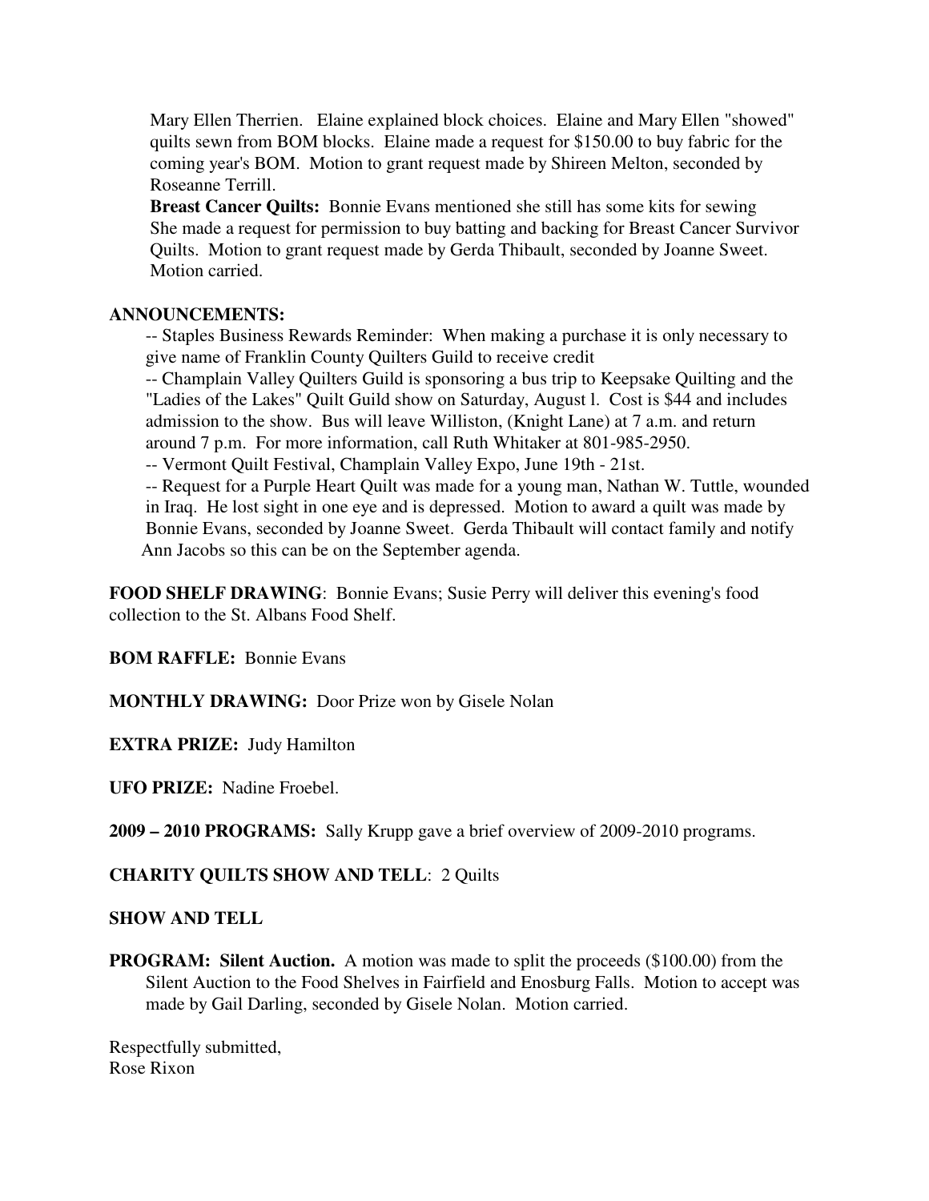Mary Ellen Therrien. Elaine explained block choices. Elaine and Mary Ellen "showed" quilts sewn from BOM blocks. Elaine made a request for $150.00 to buy fabric for the coming year's BOM. Motion to grant request made by Shireen Melton, seconded by Roseanne Terrill.

**Breast Cancer Quilts:** Bonnie Evans mentioned she still has some kits for sewing She made a request for permission to buy batting and backing for Breast Cancer Survivor Quilts. Motion to grant request made by Gerda Thibault, seconded by Joanne Sweet. Motion carried.

**ANNOUNCEMENTS:**

-- Staples Business Rewards Reminder: When making a purchase it is only necessary to give name of Franklin County Quilters Guild to receive credit

-- Champlain Valley Quilters Guild is sponsoring a bus trip to Keepsake Quilting and the "Ladies of the Lakes" Quilt Guild show on Saturday, August l. Cost is $44 and includes admission to the show. Bus will leave Williston, (Knight Lane) at 7 a.m. and return around 7 p.m. For more information, call Ruth Whitaker at 801-985-2950.

-- Vermont Quilt Festival, Champlain Valley Expo, June 19th - 21st.

-- Request for a Purple Heart Quilt was made for a young man, Nathan W. Tuttle, wounded in Iraq. He lost sight in one eye and is depressed. Motion to award a quilt was made by Bonnie Evans, seconded by Joanne Sweet. Gerda Thibault will contact family and notify Ann Jacobs so this can be on the September agenda.

**FOOD SHELF DRAWING**: Bonnie Evans; Susie Perry will deliver this evening's food collection to the St. Albans Food Shelf.

**BOM RAFFLE:** Bonnie Evans

**MONTHLY DRAWING:** Door Prize won by Gisele Nolan

**EXTRA PRIZE:** Judy Hamilton

**UFO PRIZE:** Nadine Froebel.

**2009 – 2010 PROGRAMS:** Sally Krupp gave a brief overview of 2009-2010 programs.

**CHARITY QUILTS SHOW AND TELL**: 2 Quilts

**SHOW AND TELL**

**PROGRAM: Silent Auction.** A motion was made to split the proceeds ($100.00) from the Silent Auction to the Food Shelves in Fairfield and Enosburg Falls. Motion to accept was made by Gail Darling, seconded by Gisele Nolan. Motion carried.

Respectfully submitted,
Rose Rixon